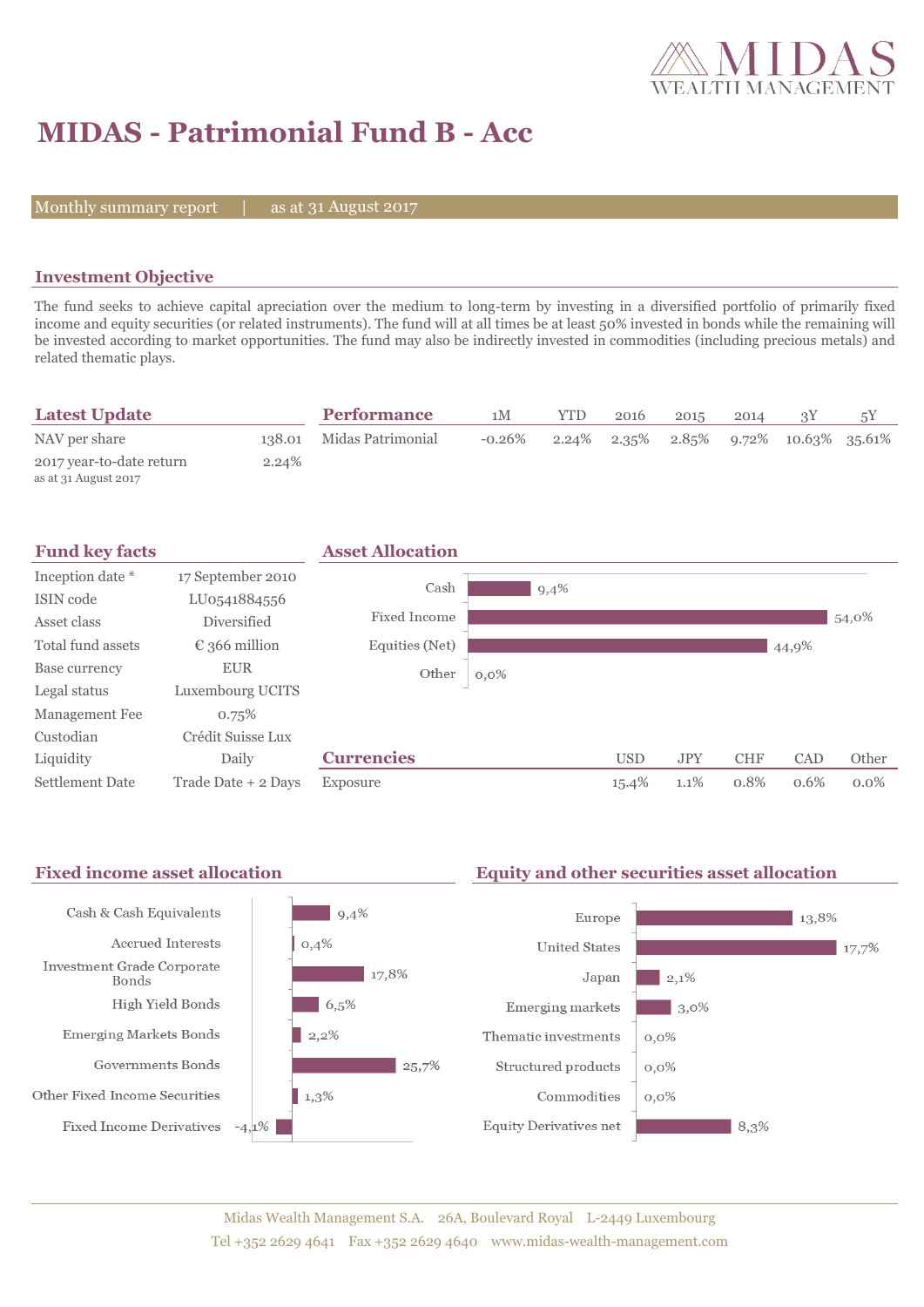# MIDAS - Patrimonial Fund B - Acc

Monthly summary report | as at 31 August 2017

## Investment Objective

The fund seeks to achieve capital apreciation over the medium to long-term by investing in a diversified portfolio of primarily fixed income and equity securities (or related instruments). The fund will at all times be at least 50% invested in bonds while the remaining will be invested according to market opportunities. The fund may also be indirectly invested in commodities (including precious metals) and related thematic plays.

## Latest Update

| | |
|---|---|
| NAV per share | 138.01 |
| 2017 year-to-date return<br>as at 31 August 2017 | 2.24% |

## Performance

| | 1M | YTD | 2016 | 2015 | 2014 | 3Y | 5Y |
|---|---|---|---|---|---|---|---|
| Midas Patrimonial | -0.26% | 2.24% | 2.35% | 2.85% | 9.72% | 10.63% | 35.61% |

## Fund key facts

| | |
|---|---|
| Inception date * | 17 September 2010 |
| ISIN code | LU0541884556 |
| Asset class | Diversified |
| Total fund assets | € 366 million |
| Base currency | EUR |
| Legal status | Luxembourg UCITS |
| Management Fee | 0.75% |
| Custodian | Crédit Suisse Lux |
| Liquidity | Daily |
| Settlement Date | Trade Date + 2 Days |

## Asset Allocation

| | |
|---|---|
| Cash | 9,4% |
| Fixed Income | 54,0% |
| Equities (Net) | 44,9% |
| Other | 0,0% |

## Currencies

| | USD | JPY | CHF | CAD | Other |
|---|---|---|---|---|---|
| Exposure | 15.4% | 1.1% | 0.8% | 0.6% | 0.0% |

## Fixed income asset allocation

| | |
|---|---|
| Cash & Cash Equivalents | 9,4% |
| Accrued Interests | 0,4% |
| Investment Grade Corporate Bonds | 17,8% |
| High Yield Bonds | 6,5% |
| Emerging Markets Bonds | 2,2% |
| Governments Bonds | 25,7% |
| Other Fixed Income Securities | 1,3% |
| Fixed Income Derivatives | -4,1% |

## Equity and other securities asset allocation

| | |
|---|---|
| Europe | 13,8% |
| United States | 17,7% |
| Japan | 2,1% |
| Emerging markets | 3,0% |
| Thematic investments | 0,0% |
| Structured products | 0,0% |
| Commodities | 0,0% |
| Equity Derivatives net | 8,3% |

Midas Wealth Management S.A. 26A, Boulevard Royal L-2449 Luxembourg
Tel +352 2629 4641 Fax +352 2629 4640 www.midas-wealth-management.com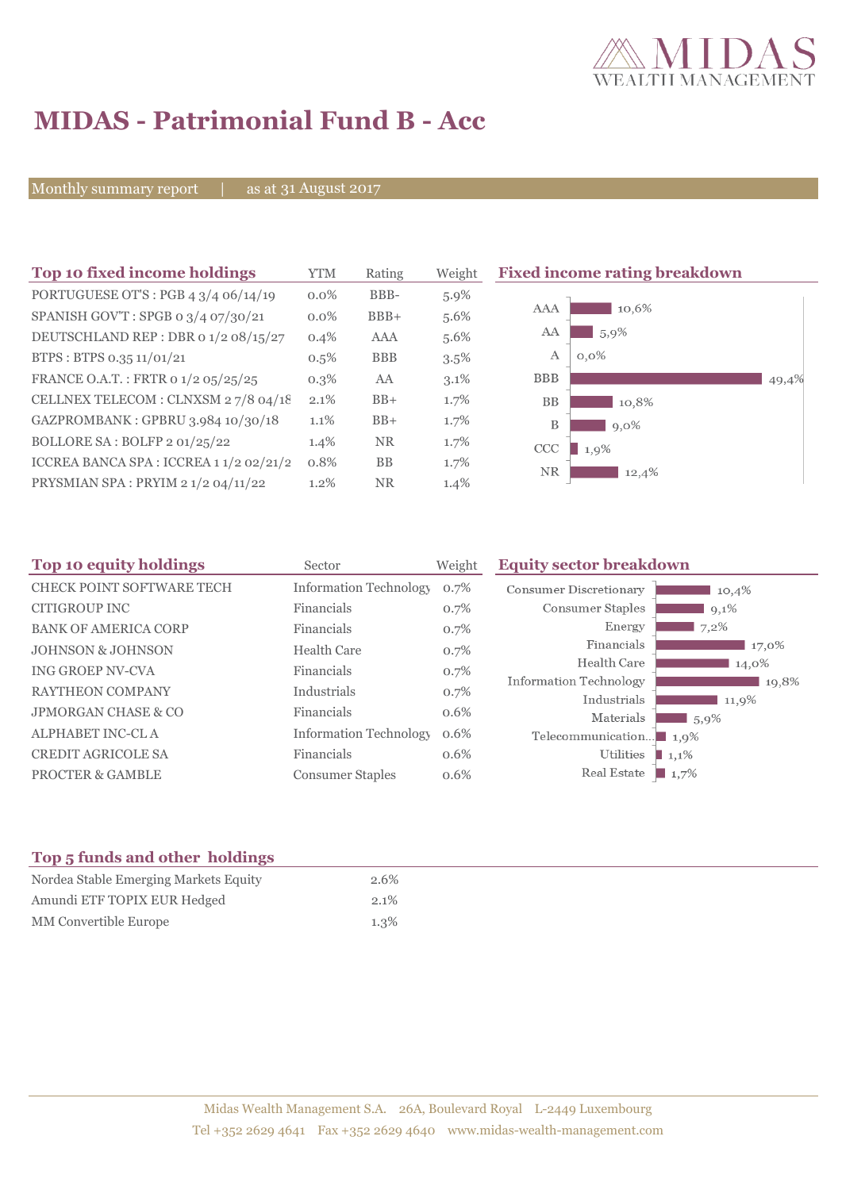# MIDAS - Patrimonial Fund B - Acc

Monthly summary report | as at 31 August 2017

## Top 10 fixed income holdings

| Top 10 fixed income holdings | YTM | Rating | Weight |
|---|---|---|---|
| PORTUGUESE OT'S : PGB 4 3/4 06/14/19 | 0.0% | BBB- | 5.9% |
| SPANISH GOV'T : SPGB 0 3/4 07/30/21 | 0.0% | BBB+ | 5.6% |
| DEUTSCHLAND REP : DBR 0 1/2 08/15/27 | 0.4% | AAA | 5.6% |
| BTPS : BTPS 0.35 11/01/21 | 0.5% | BBB | 3.5% |
| FRANCE O.A.T. : FRTR 0 1/2 05/25/25 | 0.3% | AA | 3.1% |
| CELLNEX TELECOM : CLNXSM 2 7/8 04/18 | 2.1% | BB+ | 1.7% |
| GAZPROMBANK : GPBRU 3.984 10/30/18 | 1.1% | BB+ | 1.7% |
| BOLLORE SA : BOLFP 2 01/25/22 | 1.4% | NR | 1.7% |
| ICCREA BANCA SPA : ICCREA 1 1/2 02/21/2 | 0.8% | BB | 1.7% |
| PRYSMIAN SPA : PRYIM 2 1/2 04/11/22 | 1.2% | NR | 1.4% |

## Fixed income rating breakdown

| Rating | Weight |
|---|---|
| AAA | 10,6% |
| AA | 5,9% |
| A | 0,0% |
| BBB | 49,4% |
| BB | 10,8% |
| B | 9,0% |
| CCC | 1,9% |
| NR | 12,4% |

## Top 10 equity holdings

| Top 10 equity holdings | Sector | Weight |
|---|---|---|
| CHECK POINT SOFTWARE TECH | Information Technology | 0.7% |
| CITIGROUP INC | Financials | 0.7% |
| BANK OF AMERICA CORP | Financials | 0.7% |
| JOHNSON & JOHNSON | Health Care | 0.7% |
| ING GROEP NV-CVA | Financials | 0.7% |
| RAYTHEON COMPANY | Industrials | 0.7% |
| JPMORGAN CHASE & CO | Financials | 0.6% |
| ALPHABET INC-CL A | Information Technology | 0.6% |
| CREDIT AGRICOLE SA | Financials | 0.6% |
| PROCTER & GAMBLE | Consumer Staples | 0.6% |

## Equity sector breakdown

| Sector | Weight |
|---|---|
| Consumer Discretionary | 10,4% |
| Consumer Staples | 9,1% |
| Energy | 7,2% |
| Financials | 17,0% |
| Health Care | 14,0% |
| Information Technology | 19,8% |
| Industrials | 11,9% |
| Materials | 5,9% |
| Telecommunication... | 1,9% |
| Utilities | 1,1% |
| Real Estate | 1,7% |

## Top 5 funds and other holdings

| Top 5 funds and other holdings | |
|---|---|
| Nordea Stable Emerging Markets Equity | 2.6% |
| Amundi ETF TOPIX EUR Hedged | 2.1% |
| MM Convertible Europe | 1.3% |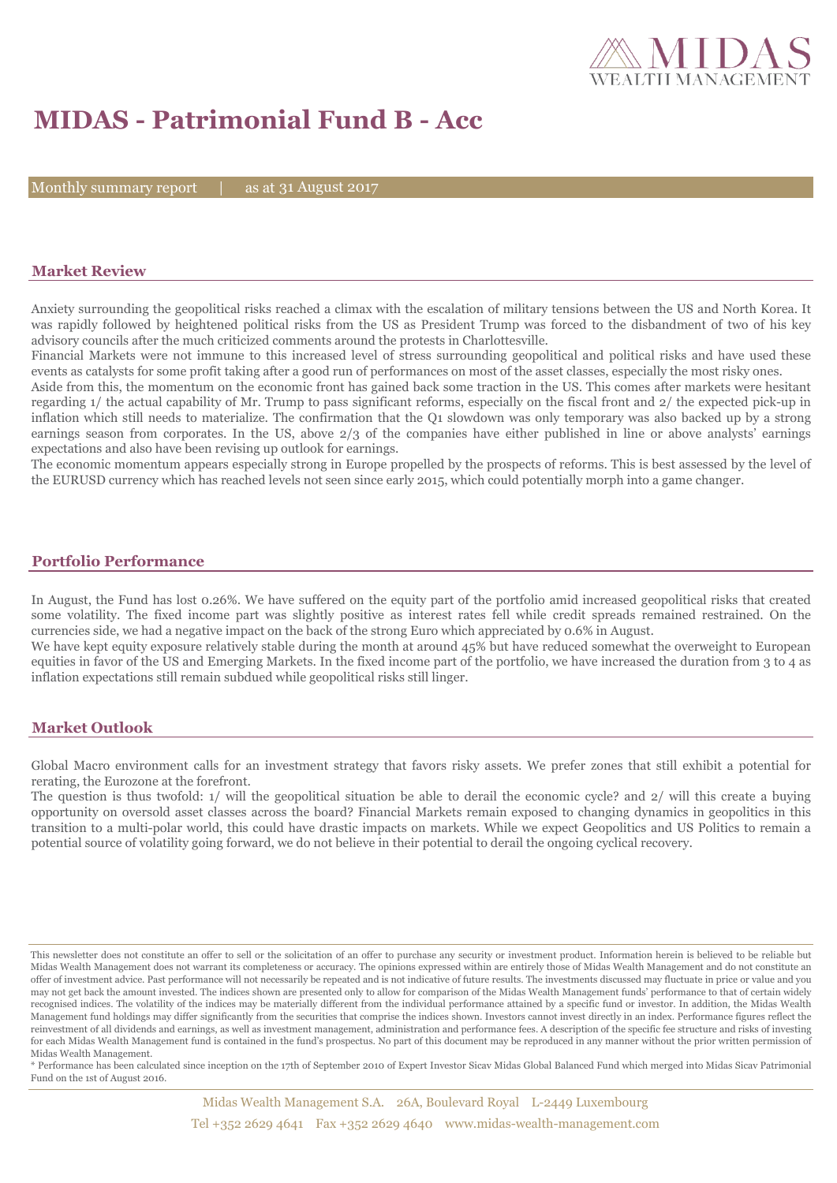# MIDAS - Patrimonial Fund B - Acc

Monthly summary report | as at 31 August 2017

## Market Review

Anxiety surrounding the geopolitical risks reached a climax with the escalation of military tensions between the US and North Korea. It was rapidly followed by heightened political risks from the US as President Trump was forced to the disbandment of two of his key advisory councils after the much criticized comments around the protests in Charlottesville.
Financial Markets were not immune to this increased level of stress surrounding geopolitical and political risks and have used these events as catalysts for some profit taking after a good run of performances on most of the asset classes, especially the most risky ones.
Aside from this, the momentum on the economic front has gained back some traction in the US. This comes after markets were hesitant regarding 1/ the actual capability of Mr. Trump to pass significant reforms, especially on the fiscal front and 2/ the expected pick-up in inflation which still needs to materialize. The confirmation that the Q1 slowdown was only temporary was also backed up by a strong earnings season from corporates. In the US, above 2/3 of the companies have either published in line or above analysts' earnings expectations and also have been revising up outlook for earnings.
The economic momentum appears especially strong in Europe propelled by the prospects of reforms. This is best assessed by the level of the EURUSD currency which has reached levels not seen since early 2015, which could potentially morph into a game changer.

## Portfolio Performance

In August, the Fund has lost 0.26%. We have suffered on the equity part of the portfolio amid increased geopolitical risks that created some volatility. The fixed income part was slightly positive as interest rates fell while credit spreads remained restrained. On the currencies side, we had a negative impact on the back of the strong Euro which appreciated by 0.6% in August.
We have kept equity exposure relatively stable during the month at around 45% but have reduced somewhat the overweight to European equities in favor of the US and Emerging Markets. In the fixed income part of the portfolio, we have increased the duration from 3 to 4 as inflation expectations still remain subdued while geopolitical risks still linger.

## Market Outlook

Global Macro environment calls for an investment strategy that favors risky assets. We prefer zones that still exhibit a potential for rerating, the Eurozone at the forefront.
The question is thus twofold: 1/ will the geopolitical situation be able to derail the economic cycle? and 2/ will this create a buying opportunity on oversold asset classes across the board? Financial Markets remain exposed to changing dynamics in geopolitics in this transition to a multi-polar world, this could have drastic impacts on markets. While we expect Geopolitics and US Politics to remain a potential source of volatility going forward, we do not believe in their potential to derail the ongoing cyclical recovery.

This newsletter does not constitute an offer to sell or the solicitation of an offer to purchase any security or investment product. Information herein is believed to be reliable but Midas Wealth Management does not warrant its completeness or accuracy. The opinions expressed within are entirely those of Midas Wealth Management and do not constitute an offer of investment advice. Past performance will not necessarily be repeated and is not indicative of future results. The investments discussed may fluctuate in price or value and you may not get back the amount invested. The indices shown are presented only to allow for comparison of the Midas Wealth Management funds' performance to that of certain widely recognised indices. The volatility of the indices may be materially different from the individual performance attained by a specific fund or investor. In addition, the Midas Wealth Management fund holdings may differ significantly from the securities that comprise the indices shown. Investors cannot invest directly in an index. Performance figures reflect the reinvestment of all dividends and earnings, as well as investment management, administration and performance fees. A description of the specific fee structure and risks of investing for each Midas Wealth Management fund is contained in the fund's prospectus. No part of this document may be reproduced in any manner without the prior written permission of Midas Wealth Management.

\* Performance has been calculated since inception on the 17th of September 2010 of Expert Investor Sicav Midas Global Balanced Fund which merged into Midas Sicav Patrimonial Fund on the 1st of August 2016.

Midas Wealth Management S.A. 26A, Boulevard Royal L-2449 Luxembourg
Tel +352 2629 4641 Fax +352 2629 4640 www.midas-wealth-management.com